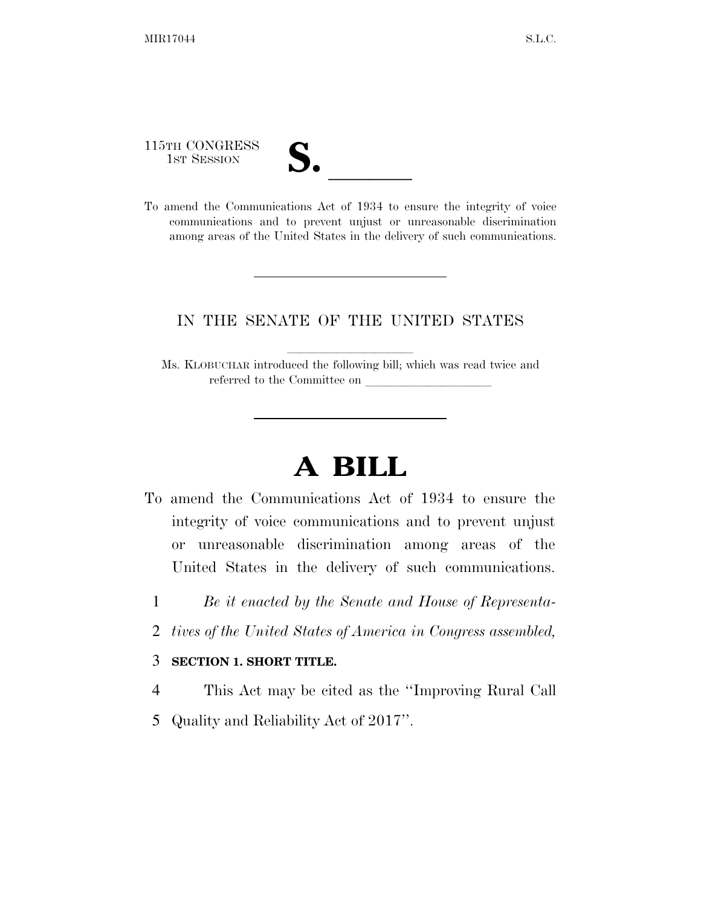115TH CONGRESS
1ST SESSION

# S. \_\_\_\_\_\_

To amend the Communications Act of 1934 to ensure the integrity of voice communications and to prevent unjust or unreasonable discrimination among areas of the United States in the delivery of such communications.

---

IN THE SENATE OF THE UNITED STATES

Ms. KLOBUCHAR introduced the following bill; which was read twice and referred to the Committee on \_\_\_\_\_\_\_\_\_\_\_\_\_\_\_\_\_\_\_\_

---

# A BILL

To amend the Communications Act of 1934 to ensure the integrity of voice communications and to prevent unjust or unreasonable discrimination among areas of the United States in the delivery of such communications.

1 *Be it enacted by the Senate and House of Representa-*
2 *tives of the United States of America in Congress assembled,*

3 **SECTION 1. SHORT TITLE.**

4 This Act may be cited as the ''Improving Rural Call
5 Quality and Reliability Act of 2017''.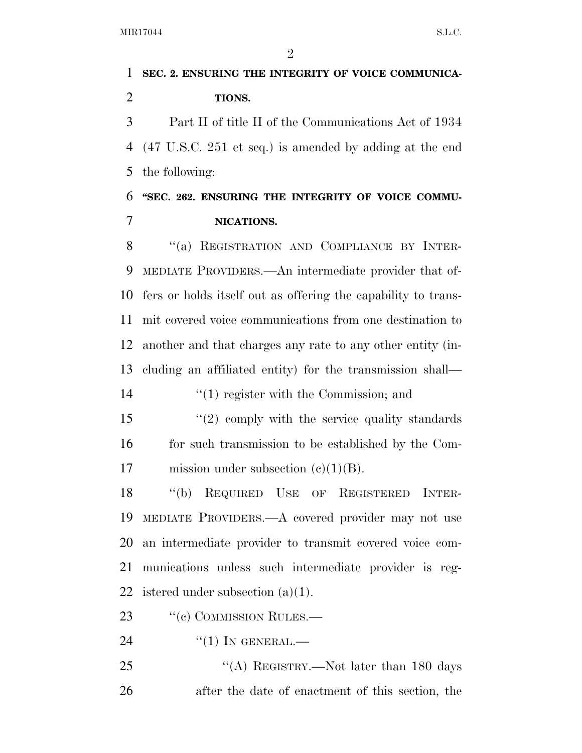**SEC. 2. ENSURING THE INTEGRITY OF VOICE COMMUNICATIONS.**

Part II of title II of the Communications Act of 1934 (47 U.S.C. 251 et seq.) is amended by adding at the end the following:

**"SEC. 262. ENSURING THE INTEGRITY OF VOICE COMMUNICATIONS.**

"(a) REGISTRATION AND COMPLIANCE BY INTERMEDIATE PROVIDERS.—An intermediate provider that offers or holds itself out as offering the capability to transmit covered voice communications from one destination to another and that charges any rate to any other entity (including an affiliated entity) for the transmission shall—

"(1) register with the Commission; and

"(2) comply with the service quality standards for such transmission to be established by the Commission under subsection (c)(1)(B).

"(b) REQUIRED USE OF REGISTERED INTERMEDIATE PROVIDERS.—A covered provider may not use an intermediate provider to transmit covered voice communications unless such intermediate provider is registered under subsection (a)(1).

"(c) COMMISSION RULES.—

"(1) IN GENERAL.—

"(A) REGISTRY.—Not later than 180 days after the date of enactment of this section, the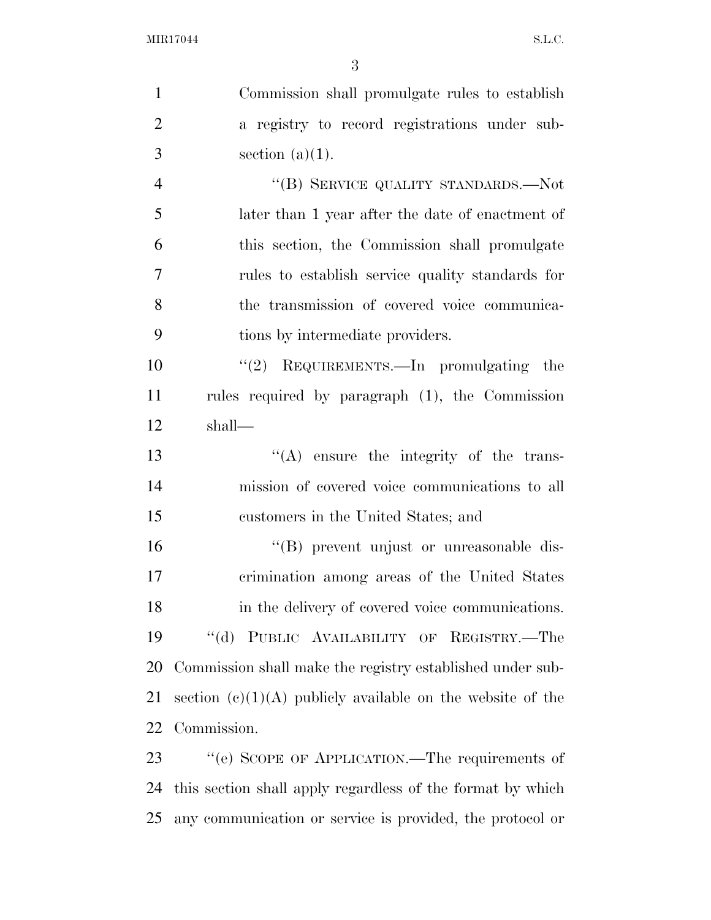Commission shall promulgate rules to establish a registry to record registrations under subsection (a)(1).

''(B) SERVICE QUALITY STANDARDS.—Not later than 1 year after the date of enactment of this section, the Commission shall promulgate rules to establish service quality standards for the transmission of covered voice communications by intermediate providers.

''(2) REQUIREMENTS.—In promulgating the rules required by paragraph (1), the Commission shall—

''(A) ensure the integrity of the transmission of covered voice communications to all customers in the United States; and

''(B) prevent unjust or unreasonable discrimination among areas of the United States in the delivery of covered voice communications.

''(d) PUBLIC AVAILABILITY OF REGISTRY.—The Commission shall make the registry established under subsection (c)(1)(A) publicly available on the website of the Commission.

''(e) SCOPE OF APPLICATION.—The requirements of this section shall apply regardless of the format by which any communication or service is provided, the protocol or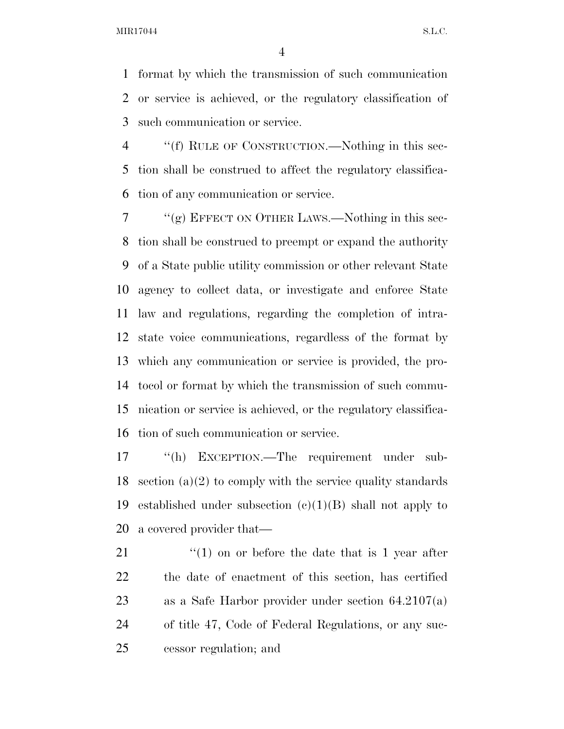format by which the transmission of such communication or service is achieved, or the regulatory classification of such communication or service.

''(f) RULE OF CONSTRUCTION.—Nothing in this section shall be construed to affect the regulatory classification of any communication or service.

''(g) EFFECT ON OTHER LAWS.—Nothing in this section shall be construed to preempt or expand the authority of a State public utility commission or other relevant State agency to collect data, or investigate and enforce State law and regulations, regarding the completion of intrastate voice communications, regardless of the format by which any communication or service is provided, the protocol or format by which the transmission of such communication or service is achieved, or the regulatory classification of such communication or service.

''(h) EXCEPTION.—The requirement under subsection (a)(2) to comply with the service quality standards established under subsection (c)(1)(B) shall not apply to a covered provider that—

''(1) on or before the date that is 1 year after the date of enactment of this section, has certified as a Safe Harbor provider under section 64.2107(a) of title 47, Code of Federal Regulations, or any successor regulation; and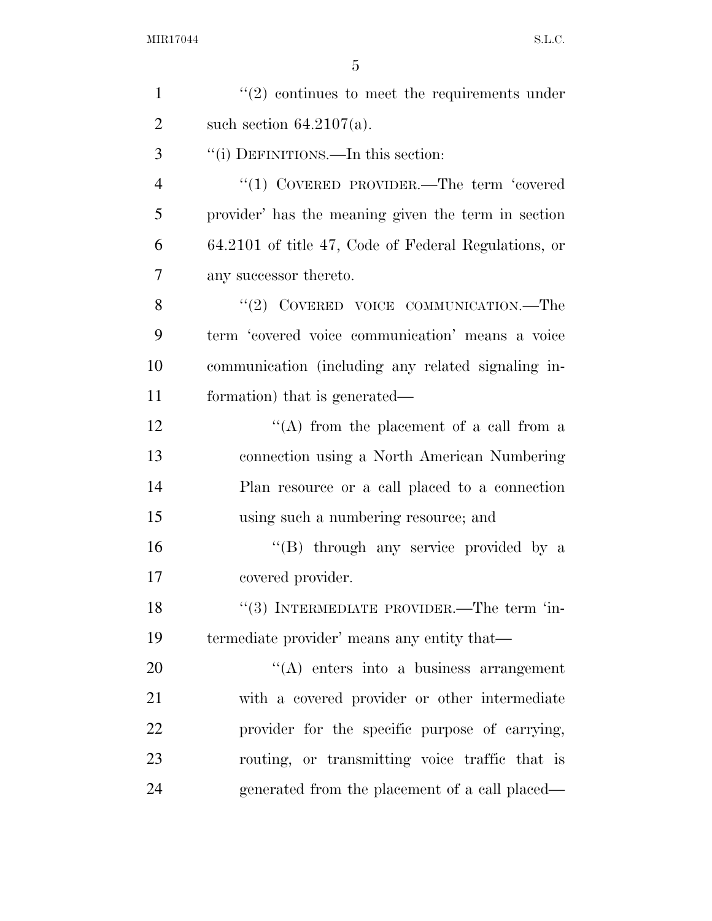"(2) continues to meet the requirements under such section 64.2107(a).

"(i) DEFINITIONS.—In this section:

"(1) COVERED PROVIDER.—The term 'covered provider' has the meaning given the term in section 64.2101 of title 47, Code of Federal Regulations, or any successor thereto.

"(2) COVERED VOICE COMMUNICATION.—The term 'covered voice communication' means a voice communication (including any related signaling information) that is generated—

"(A) from the placement of a call from a connection using a North American Numbering Plan resource or a call placed to a connection using such a numbering resource; and

"(B) through any service provided by a covered provider.

"(3) INTERMEDIATE PROVIDER.—The term 'intermediate provider' means any entity that—

"(A) enters into a business arrangement with a covered provider or other intermediate provider for the specific purpose of carrying, routing, or transmitting voice traffic that is generated from the placement of a call placed—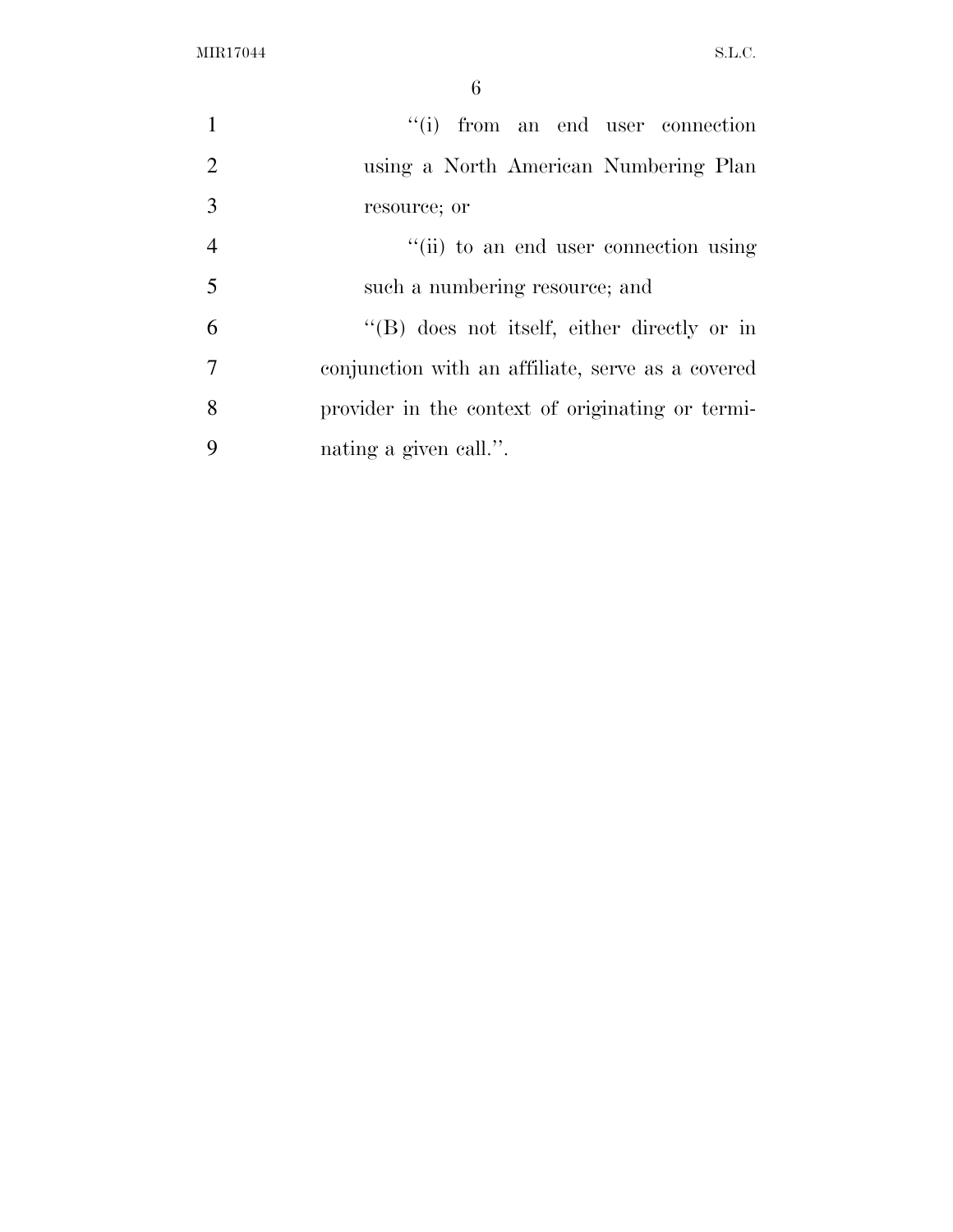"(i) from an end user connection using a North American Numbering Plan resource; or

"(ii) to an end user connection using such a numbering resource; and

"(B) does not itself, either directly or in conjunction with an affiliate, serve as a covered provider in the context of originating or terminating a given call.".